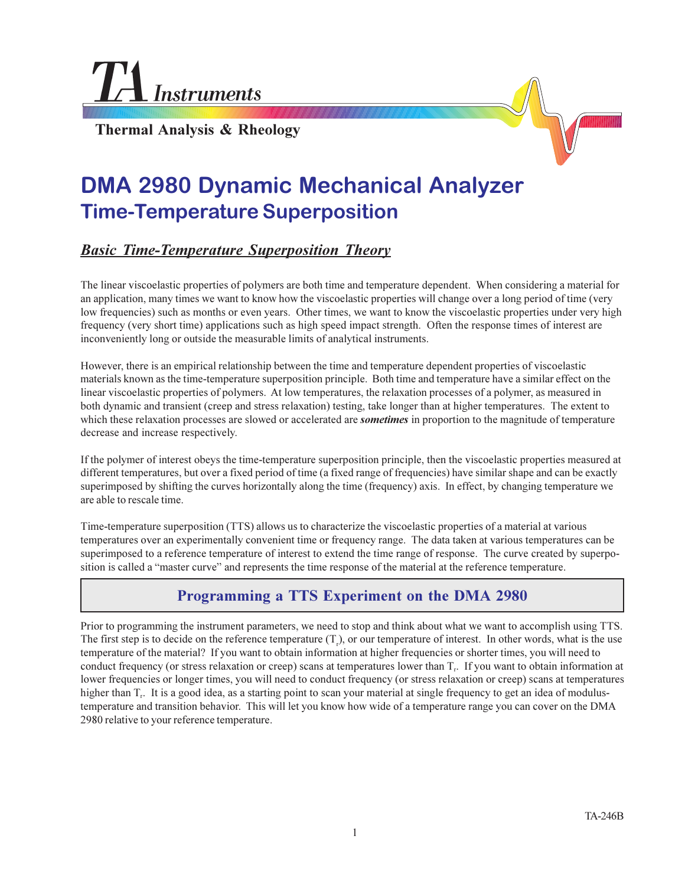TA Instruments

Thermal Analysis & Rheology

# DMA 2980 Dynamic Mechanical Analyzer

## Time-Temperature Superposition

### ***Basic Time-Temperature Superposition Theory***

The linear viscoelastic properties of polymers are both time and temperature dependent. When considering a material for an application, many times we want to know how the viscoelastic properties will change over a long period of time (very low frequencies) such as months or even years. Other times, we want to know the viscoelastic properties under very high frequency (very short time) applications such as high speed impact strength. Often the response times of interest are inconveniently long or outside the measurable limits of analytical instruments.

However, there is an empirical relationship between the time and temperature dependent properties of viscoelastic materials known as the time-temperature superposition principle. Both time and temperature have a similar effect on the linear viscoelastic properties of polymers. At low temperatures, the relaxation processes of a polymer, as measured in both dynamic and transient (creep and stress relaxation) testing, take longer than at higher temperatures. The extent to which these relaxation processes are slowed or accelerated are ***sometimes*** in proportion to the magnitude of temperature decrease and increase respectively.

If the polymer of interest obeys the time-temperature superposition principle, then the viscoelastic properties measured at different temperatures, but over a fixed period of time (a fixed range of frequencies) have similar shape and can be exactly superimposed by shifting the curves horizontally along the time (frequency) axis. In effect, by changing temperature we are able to rescale time.

Time-temperature superposition (TTS) allows us to characterize the viscoelastic properties of a material at various temperatures over an experimentally convenient time or frequency range. The data taken at various temperatures can be superimposed to a reference temperature of interest to extend the time range of response. The curve created by superposition is called a "master curve" and represents the time response of the material at the reference temperature.

## Programming a TTS Experiment on the DMA 2980

Prior to programming the instrument parameters, we need to stop and think about what we want to accomplish using TTS. The first step is to decide on the reference temperature ($T_r$), or our temperature of interest. In other words, what is the use temperature of the material? If you want to obtain information at higher frequencies or shorter times, you will need to conduct frequency (or stress relaxation or creep) scans at temperatures lower than $T_r$. If you want to obtain information at lower frequencies or longer times, you will need to conduct frequency (or stress relaxation or creep) scans at temperatures higher than $T_r$. It is a good idea, as a starting point to scan your material at single frequency to get an idea of modulus-temperature and transition behavior. This will let you know how wide of a temperature range you can cover on the DMA 2980 relative to your reference temperature.

TA-246B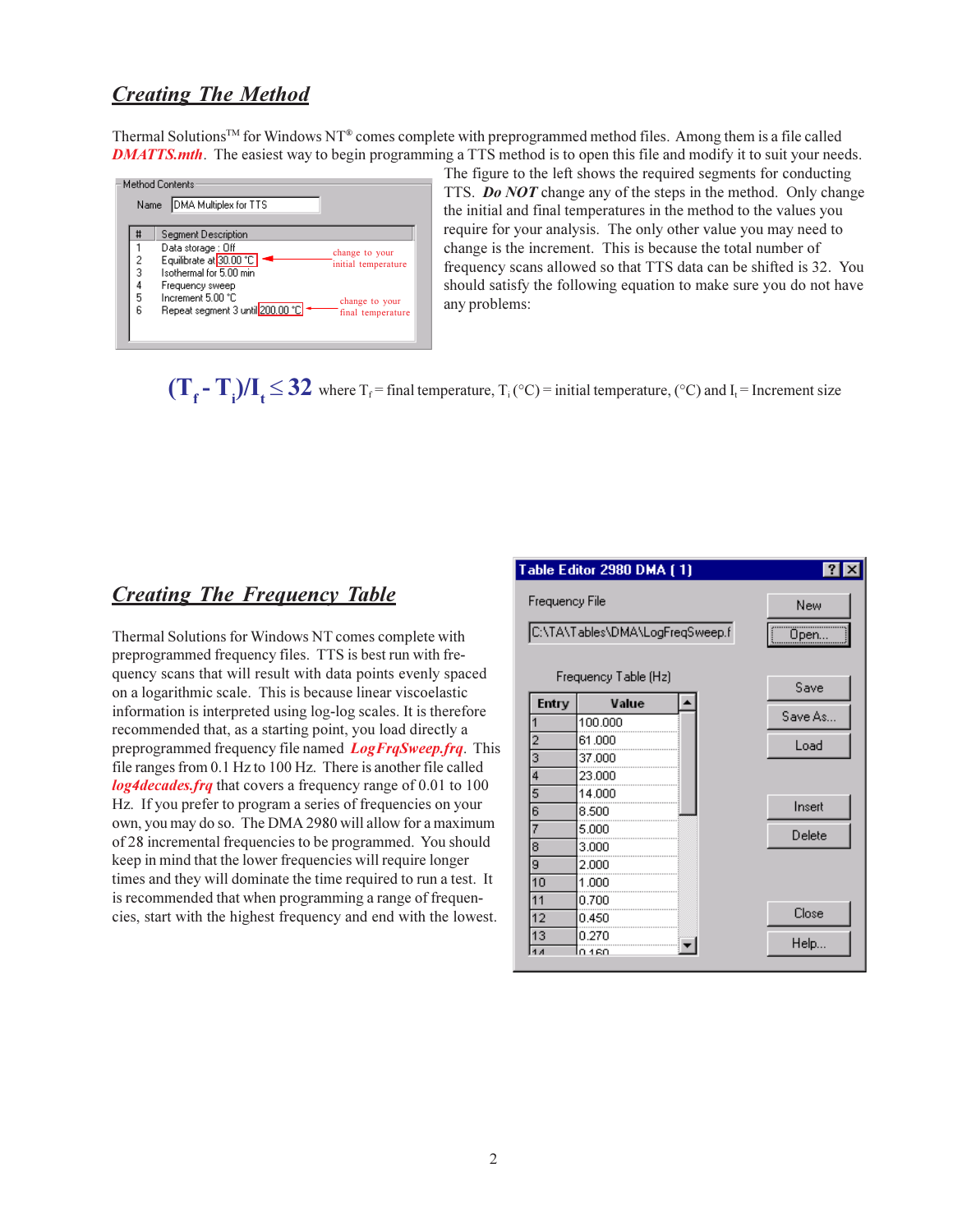## *Creating The Method*

Thermal Solutions™ for Windows NT® comes complete with preprogrammed method files. Among them is a file called ***DMATTS.mth***. The easiest way to begin programming a TTS method is to open this file and modify it to suit your needs.

Method Contents

Name: DMA Multiplex for TTS

| # | Segment Description |
|---|---|
| 1 | Data storage : Off |
| 2 | Equilibrate at 30.00 °C |
| 3 | Isothermal for 5.00 min |
| 4 | Frequency sweep |
| 5 | Increment 5.00 °C |
| 6 | Repeat segment 3 until 200.00 °C |

change to your initial temperature

change to your final temperature

The figure to the left shows the required segments for conducting TTS. ***Do NOT*** change any of the steps in the method. Only change the initial and final temperatures in the method to the values you require for your analysis. The only other value you may need to change is the increment. This is because the total number of frequency scans allowed so that TTS data can be shifted is 32. You should satisfy the following equation to make sure you do not have any problems:

$(T_f - T_i)/I_t \leq 32$ where $T_f$ = final temperature, $T_i$ (°C) = initial temperature, (°C) and $I_t$ = Increment size

## *Creating The Frequency Table*

Thermal Solutions for Windows NT comes complete with preprogrammed frequency files. TTS is best run with frequency scans that will result with data points evenly spaced on a logarithmic scale. This is because linear viscoelastic information is interpreted using log-log scales. It is therefore recommended that, as a starting point, you load directly a preprogrammed frequency file named ***LogFrqSweep.frq***. This file ranges from 0.1 Hz to 100 Hz. There is another file called ***log4decades.frq*** that covers a frequency range of 0.01 to 100 Hz. If you prefer to program a series of frequencies on your own, you may do so. The DMA 2980 will allow for a maximum of 28 incremental frequencies to be programmed. You should keep in mind that the lower frequencies will require longer times and they will dominate the time required to run a test. It is recommended that when programming a range of frequencies, start with the highest frequency and end with the lowest.

Table Editor 2980 DMA ( 1)

Frequency File: C:\TA\Tables\DMA\LogFreqSweep.f

Frequency Table (Hz)

| Entry | Value |
|---|---|
| 1 | 100.000 |
| 2 | 61.000 |
| 3 | 37.000 |
| 4 | 23.000 |
| 5 | 14.000 |
| 6 | 8.500 |
| 7 | 5.000 |
| 8 | 3.000 |
| 9 | 2.000 |
| 10 | 1.000 |
| 11 | 0.700 |
| 12 | 0.450 |
| 13 | 0.270 |
| 14 | 0.160 |

New | Open... | Save | Save As... | Load | Insert | Delete | Close | Help...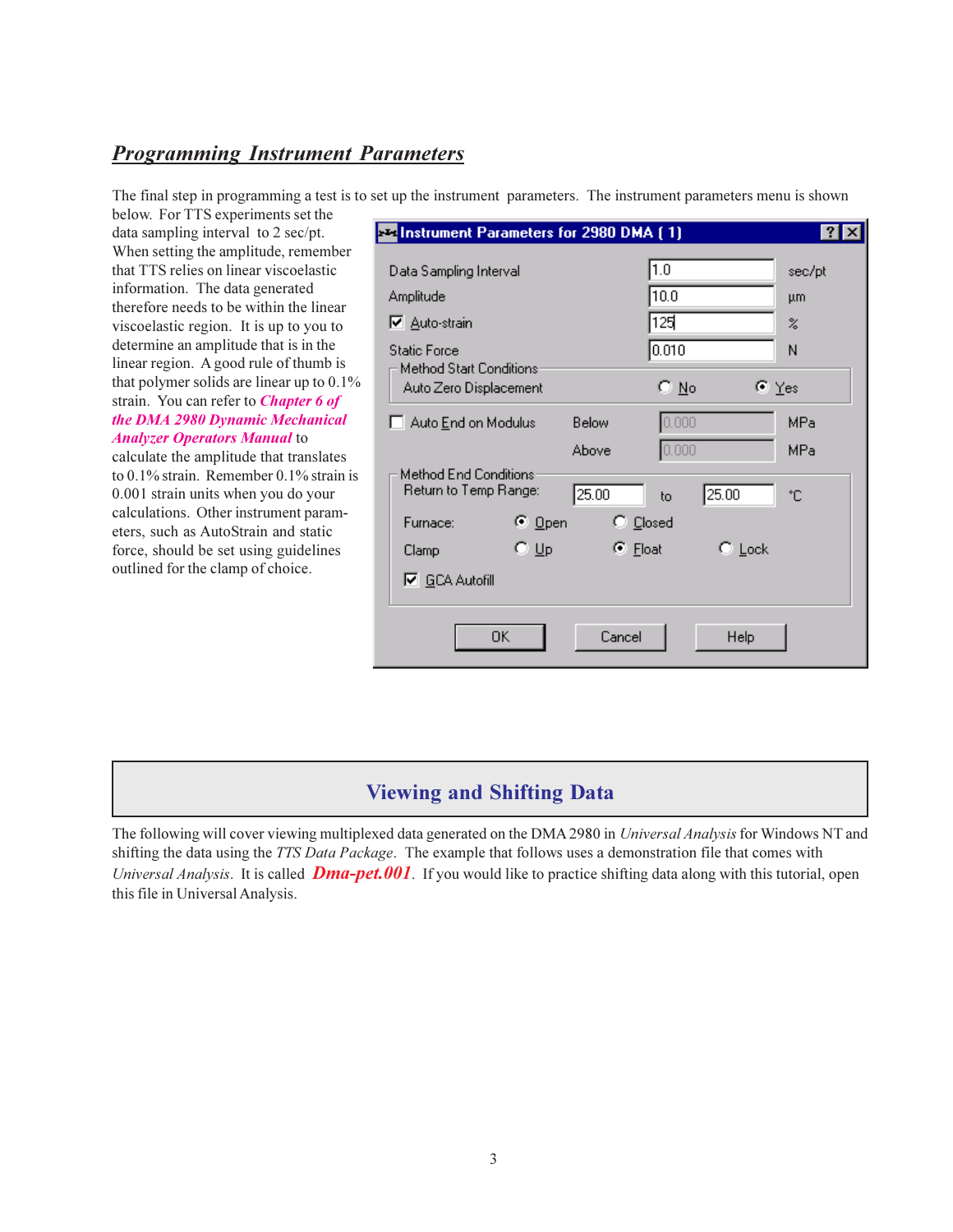## ***Programming Instrument Parameters***

The final step in programming a test is to set up the instrument parameters. The instrument parameters menu is shown below. For TTS experiments set the data sampling interval to 2 sec/pt. When setting the amplitude, remember that TTS relies on linear viscoelastic information. The data generated therefore needs to be within the linear viscoelastic region. It is up to you to determine an amplitude that is in the linear region. A good rule of thumb is that polymer solids are linear up to 0.1% strain. You can refer to ***Chapter 6 of the DMA 2980 Dynamic Mechanical Analyzer Operators Manual*** to calculate the amplitude that translates to 0.1% strain. Remember 0.1% strain is 0.001 strain units when you do your calculations. Other instrument parameters, such as AutoStrain and static force, should be set using guidelines outlined for the clamp of choice.

**Instrument Parameters for 2980 DMA ( 1)**

| | | |
|---|---|---|
| Data Sampling Interval | 1.0 | sec/pt |
| Amplitude | 10.0 | µm |
| ☑ Auto-strain | 125 | % |
| Static Force | 0.010 | N |

Method Start Conditions
- Auto Zero Displacement: ○ No ◉ Yes

☐ Auto End on Modulus — Below 0.000 MPa, Above 0.000 MPa

Method End Conditions
- Return to Temp Range: 25.00 to 25.00 °C
- Furnace: ◉ Open ○ Closed
- Clamp: ○ Up ◉ Float ○ Lock
- ☑ GCA Autofill

OK | Cancel | Help

## **Viewing and Shifting Data**

The following will cover viewing multiplexed data generated on the DMA 2980 in *Universal Analysis* for Windows NT and shifting the data using the *TTS Data Package*. The example that follows uses a demonstration file that comes with *Universal Analysis*. It is called ***Dma-pet.001***. If you would like to practice shifting data along with this tutorial, open this file in Universal Analysis.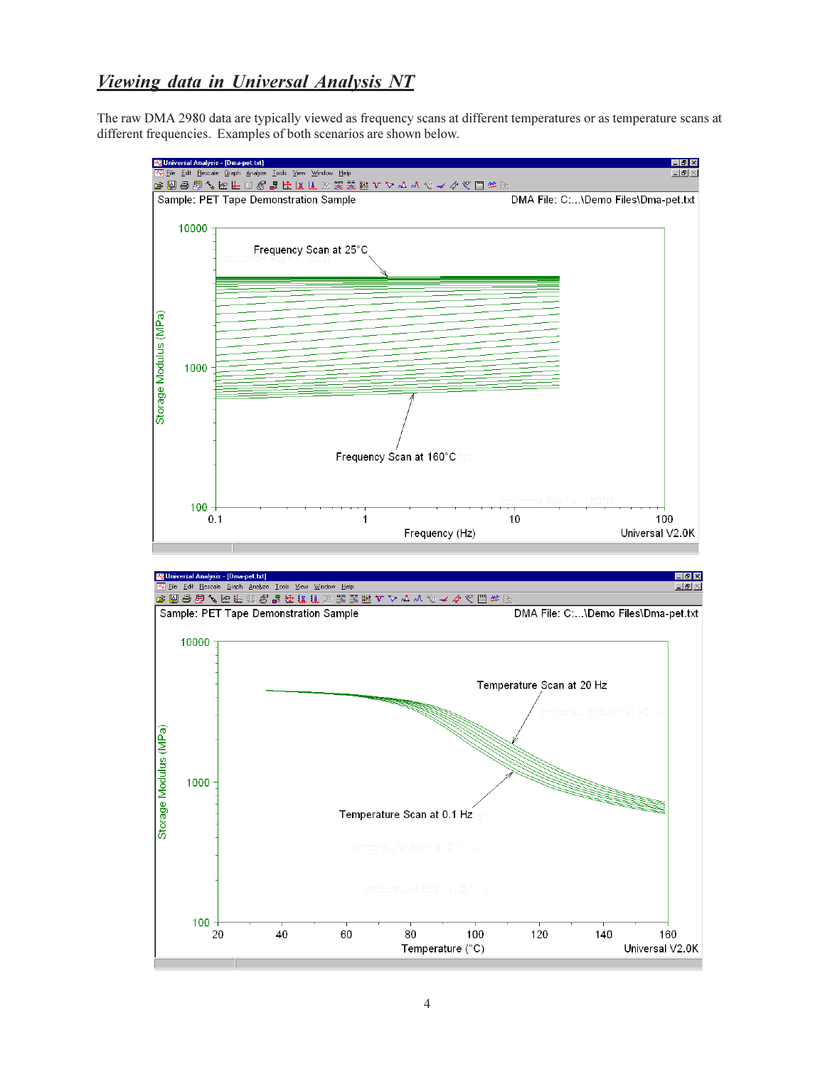## *Viewing data in Universal Analysis NT*

The raw DMA 2980 data are typically viewed as frequency scans at different temperatures or as temperature scans at different frequencies. Examples of both scenarios are shown below.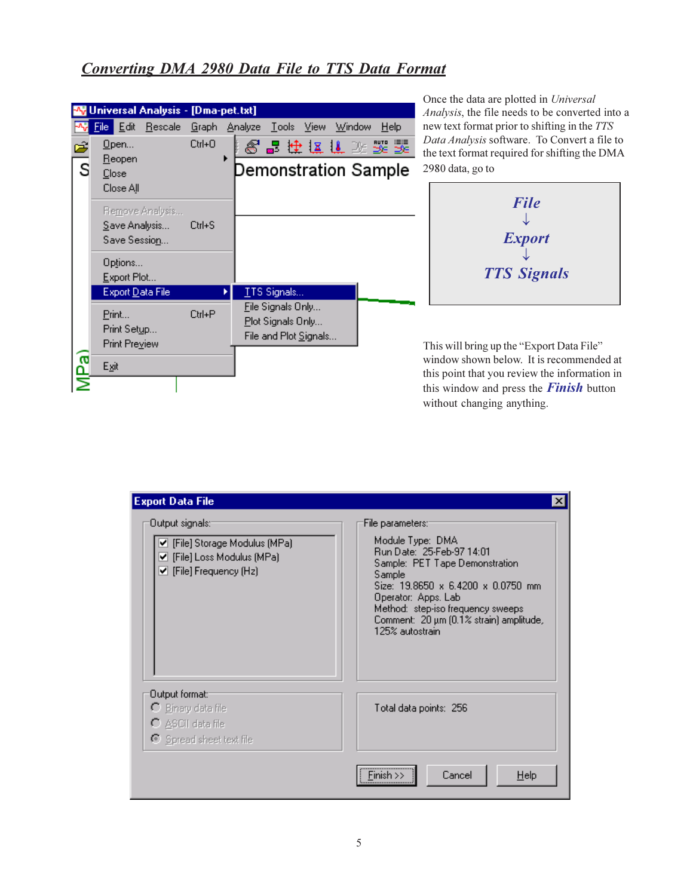## *Converting DMA 2980 Data File to TTS Data Format*

Once the data are plotted in *Universal Analysis*, the file needs to be converted into a new text format prior to shifting in the *TTS Data Analysis* software. To Convert a file to the text format required for shifting the DMA 2980 data, go to

**File**
↓
**Export**
↓
**TTS Signals**

This will bring up the "Export Data File" window shown below. It is recommended at this point that you review the information in this window and press the ***Finish*** button without changing anything.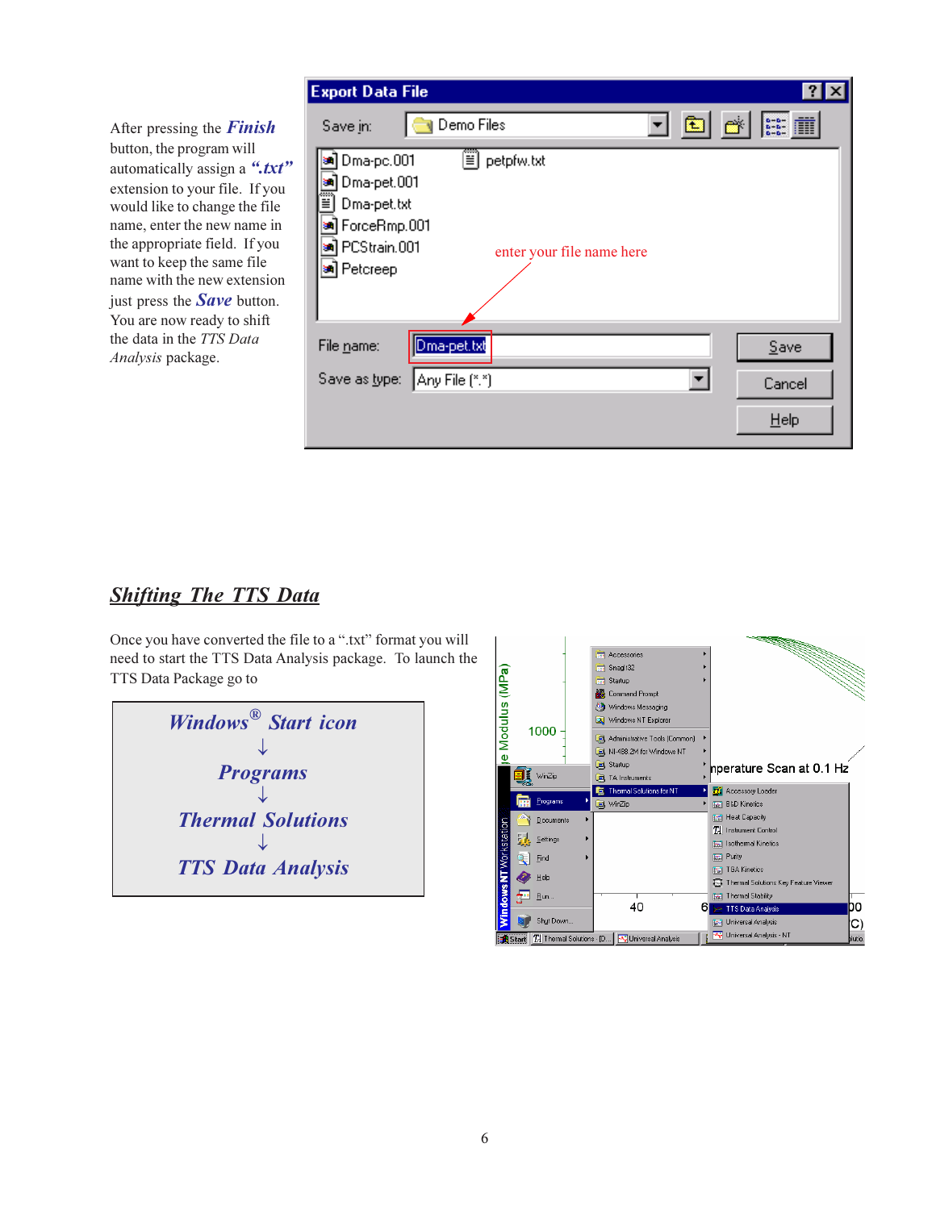After pressing the ***Finish*** button, the program will automatically assign a ***".txt"*** extension to your file. If you would like to change the file name, enter the new name in the appropriate field. If you want to keep the same file name with the new extension just press the ***Save*** button. You are now ready to shift the data in the *TTS Data Analysis* package.

## ***Shifting The TTS Data***

Once you have converted the file to a ".txt" format you will need to start the TTS Data Analysis package. To launch the TTS Data Package go to

***Windows® Start icon***
↓
***Programs***
↓
***Thermal Solutions***
↓
***TTS Data Analysis***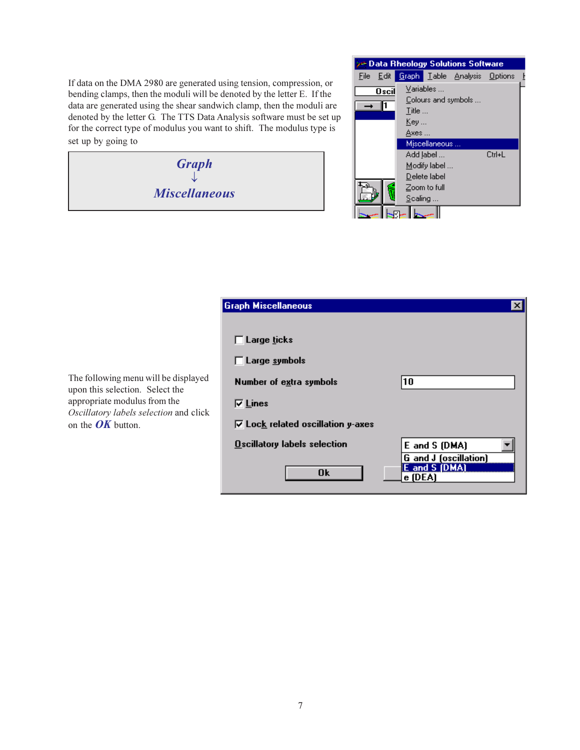If data on the DMA 2980 are generated using tension, compression, or bending clamps, then the moduli will be denoted by the letter E. If the data are generated using the shear sandwich clamp, then the moduli are denoted by the letter G. The TTS Data Analysis software must be set up for the correct type of modulus you want to shift. The modulus type is set up by going to

***Graph***
↓
***Miscellaneous***

The following menu will be displayed upon this selection. Select the appropriate modulus from the *Oscillatory labels selection* and click on the ***OK*** button.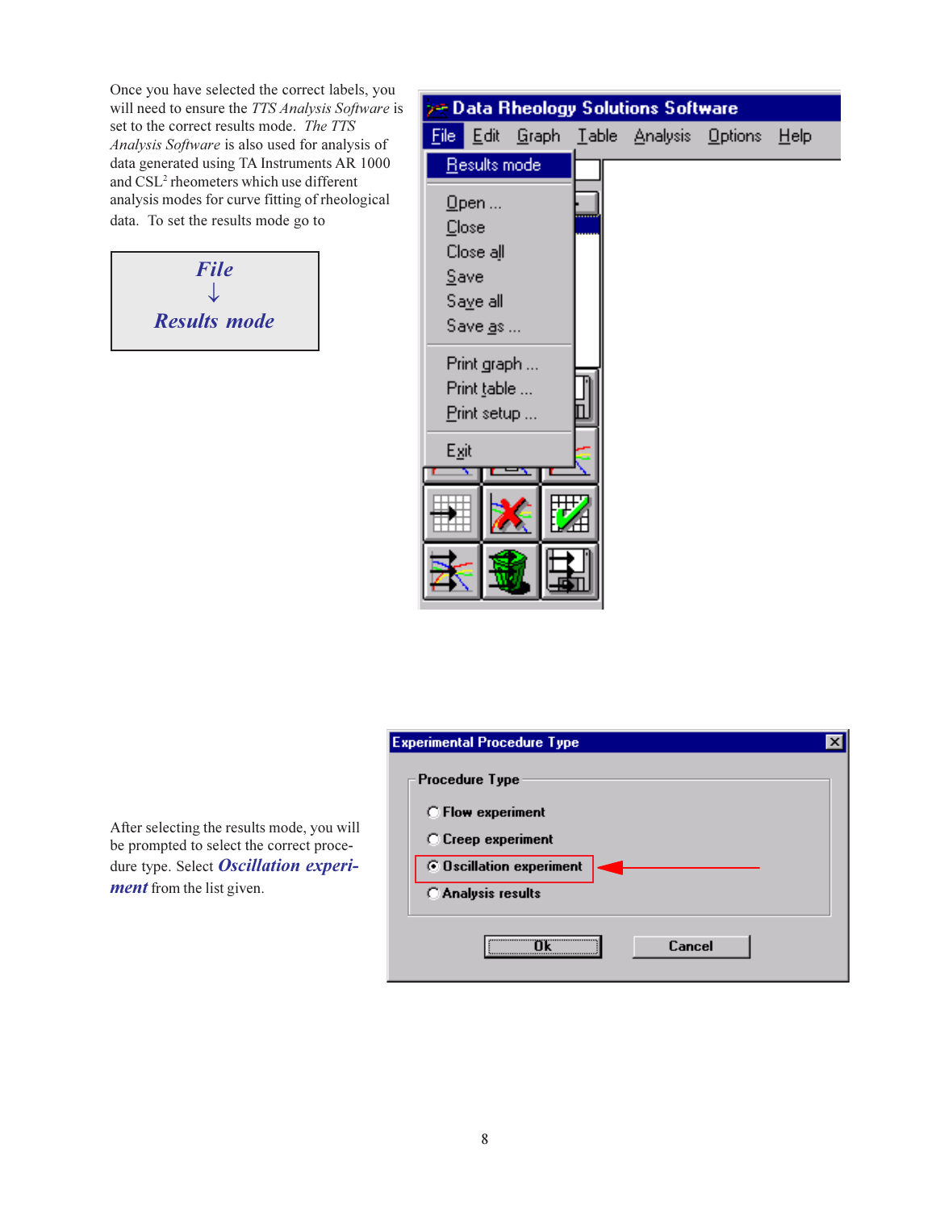Once you have selected the correct labels, you will need to ensure the *TTS Analysis Software* is set to the correct results mode. *The TTS Analysis Software* is also used for analysis of data generated using TA Instruments AR 1000 and CSL[2] rheometers which use different analysis modes for curve fitting of rheological data. To set the results mode go to

***File***
↓
***Results mode***

After selecting the results mode, you will be prompted to select the correct procedure type. Select ***Oscillation experiment*** from the list given.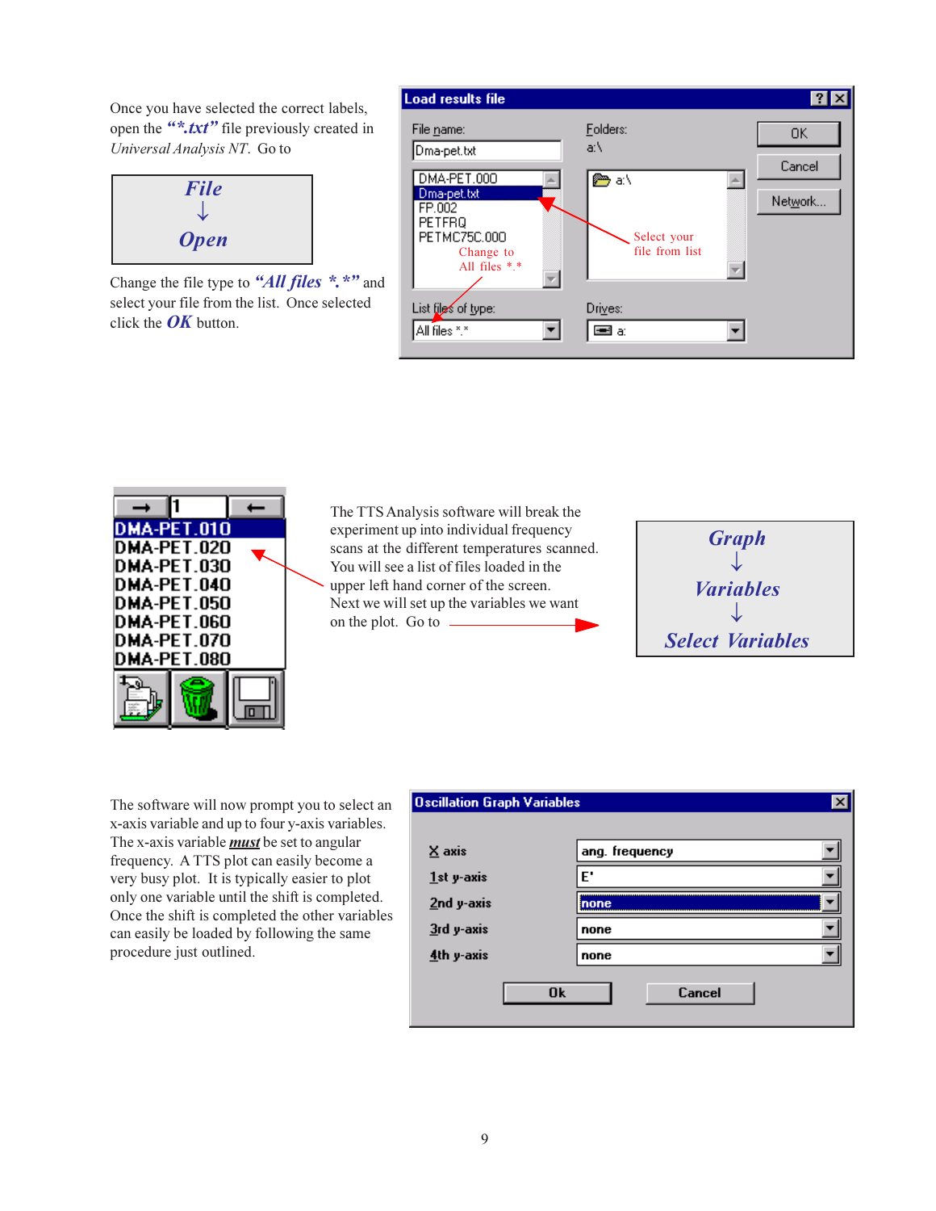Once you have selected the correct labels, open the ***"*.txt"*** file previously created in *Universal Analysis NT*. Go to

***File***
↓
***Open***

Change the file type to ***"All files *.*"*** and select your file from the list. Once selected click the ***OK*** button.

**Load results file**

File name: Dma-pet.txt

DMA-PET.000
Dma-pet.txt
FP.002
PETFRQ
PETMC75C.000

Change to All files *.*

Folders: a:\

Select your file from list

List files of type: All files *.*

Drives: a:

OK | Cancel | Network...

---

DMA-PET.010
DMA-PET.020
DMA-PET.030
DMA-PET.040
DMA-PET.050
DMA-PET.060
DMA-PET.070
DMA-PET.080

The TTS Analysis software will break the experiment up into individual frequency scans at the different temperatures scanned. You will see a list of files loaded in the upper left hand corner of the screen. Next we will set up the variables we want on the plot. Go to

***Graph***
↓
***Variables***
↓
***Select Variables***

---

The software will now prompt you to select an x-axis variable and up to four y-axis variables. The x-axis variable ***must*** be set to angular frequency. A TTS plot can easily become a very busy plot. It is typically easier to plot only one variable until the shift is completed. Once the shift is completed the other variables can easily be loaded by following the same procedure just outlined.

**Oscillation Graph Variables**

| | |
|---|---|
| X axis | ang. frequency |
| 1st y-axis | E' |
| 2nd y-axis | none |
| 3rd y-axis | none |
| 4th y-axis | none |

Ok | Cancel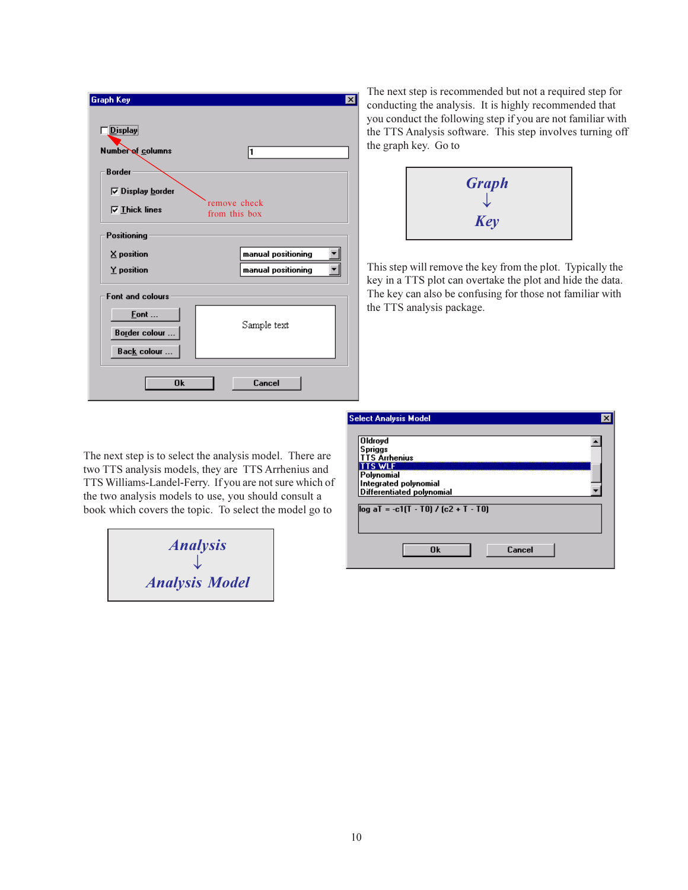The next step is recommended but not a required step for conducting the analysis. It is highly recommended that you conduct the following step if you are not familiar with the TTS Analysis software. This step involves turning off the graph key. Go to

**Graph**
↓
**Key**

This step will remove the key from the plot. Typically the key in a TTS plot can overtake the plot and hide the data. The key can also be confusing for those not familiar with the TTS analysis package.

The next step is to select the analysis model. There are two TTS analysis models, they are TTS Arrhenius and TTS Williams-Landel-Ferry. If you are not sure which of the two analysis models to use, you should consult a book which covers the topic. To select the model go to

**Analysis**
↓
**Analysis Model**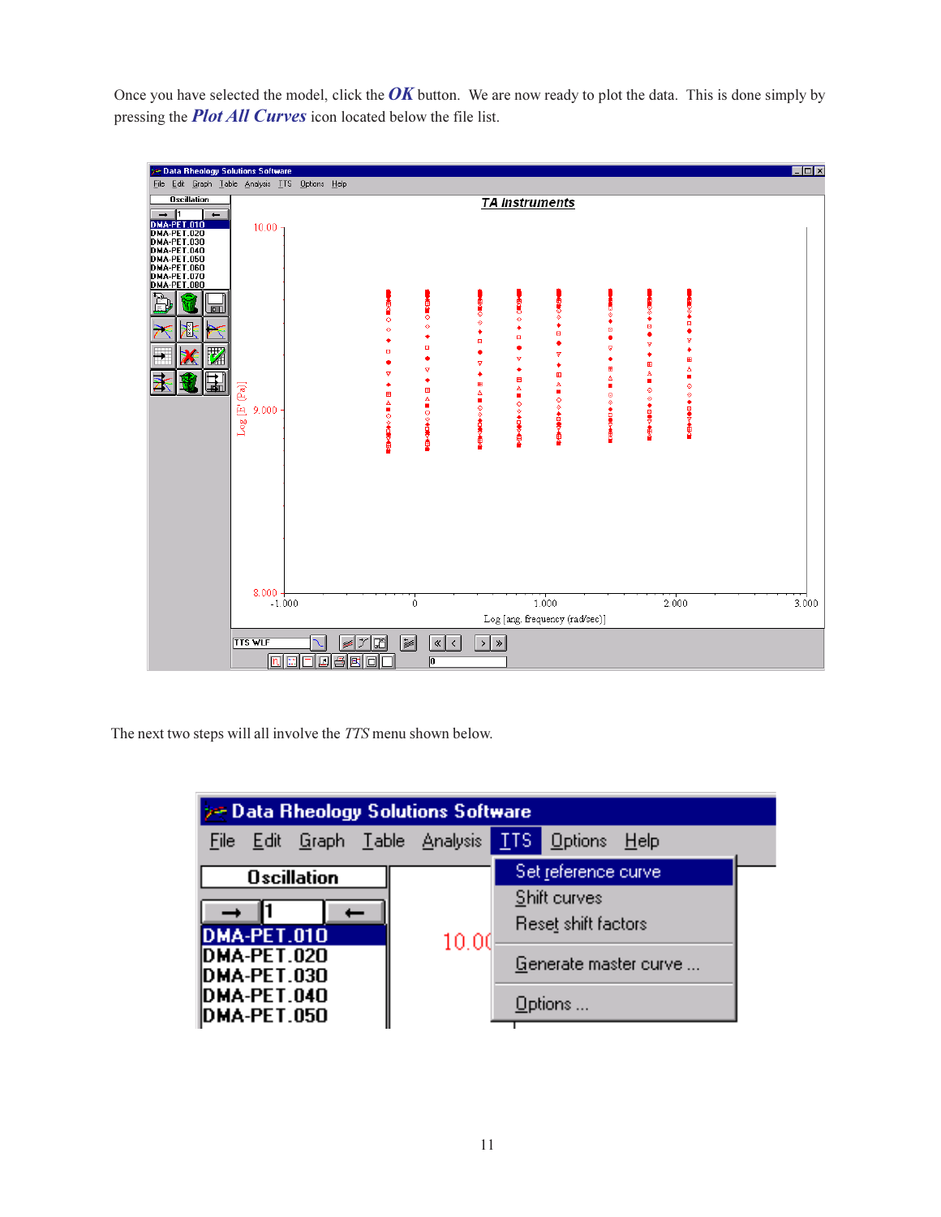Once you have selected the model, click the ***OK*** button. We are now ready to plot the data. This is done simply by pressing the ***Plot All Curves*** icon located below the file list.

The next two steps will all involve the *TTS* menu shown below.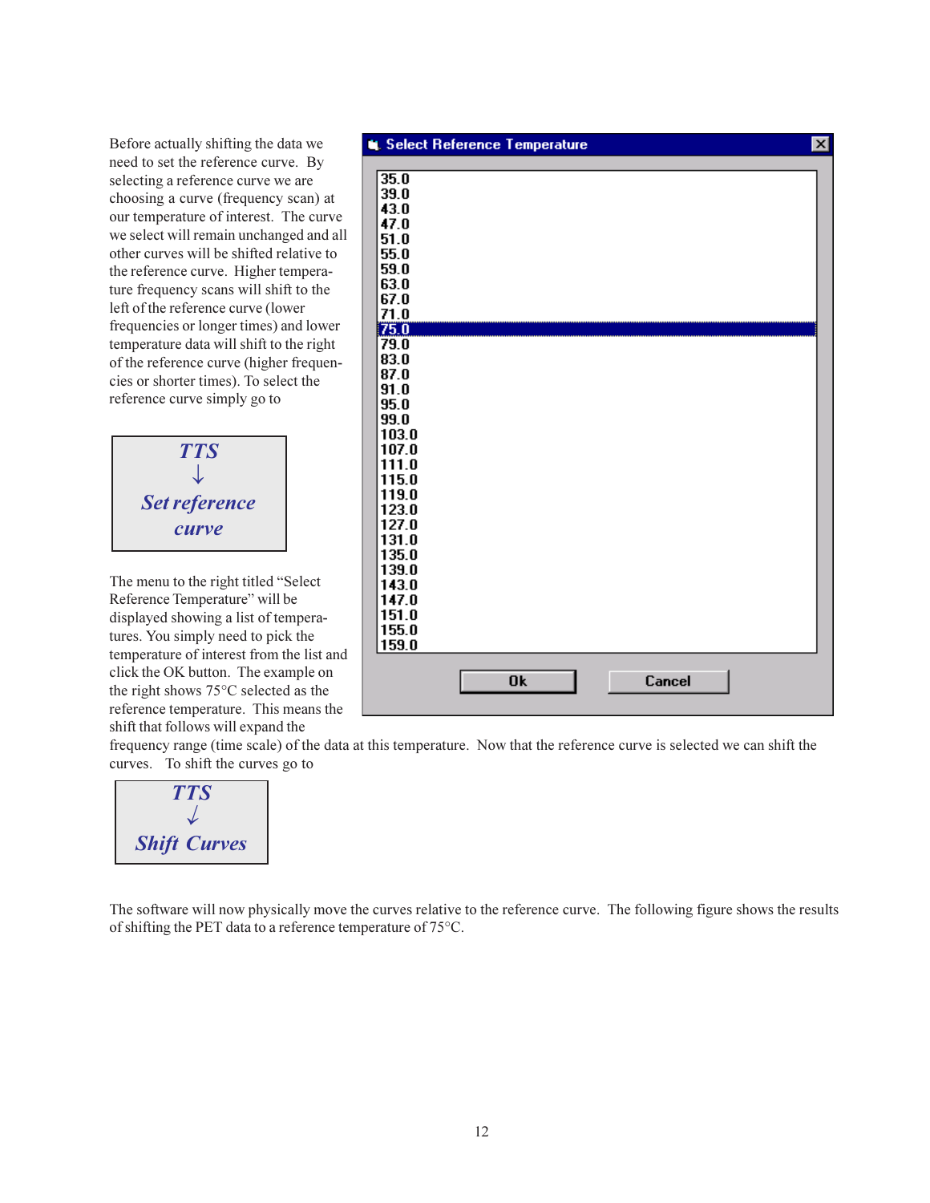Before actually shifting the data we need to set the reference curve. By selecting a reference curve we are choosing a curve (frequency scan) at our temperature of interest. The curve we select will remain unchanged and all other curves will be shifted relative to the reference curve. Higher temperature frequency scans will shift to the left of the reference curve (lower frequencies or longer times) and lower temperature data will shift to the right of the reference curve (higher frequencies or shorter times). To select the reference curve simply go to

***TTS***
***↓***
***Set reference curve***

**Select Reference Temperature**

35.0
39.0
43.0
47.0
51.0
55.0
59.0
63.0
67.0
71.0
75.0
79.0
83.0
87.0
91.0
95.0
99.0
103.0
107.0
111.0
115.0
119.0
123.0
127.0
131.0
135.0
139.0
143.0
147.0
151.0
155.0
159.0

Ok Cancel

The menu to the right titled "Select Reference Temperature" will be displayed showing a list of temperatures. You simply need to pick the temperature of interest from the list and click the OK button. The example on the right shows 75°C selected as the reference temperature. This means the shift that follows will expand the frequency range (time scale) of the data at this temperature. Now that the reference curve is selected we can shift the curves. To shift the curves go to

***TTS***
***↓***
***Shift Curves***

The software will now physically move the curves relative to the reference curve. The following figure shows the results of shifting the PET data to a reference temperature of 75°C.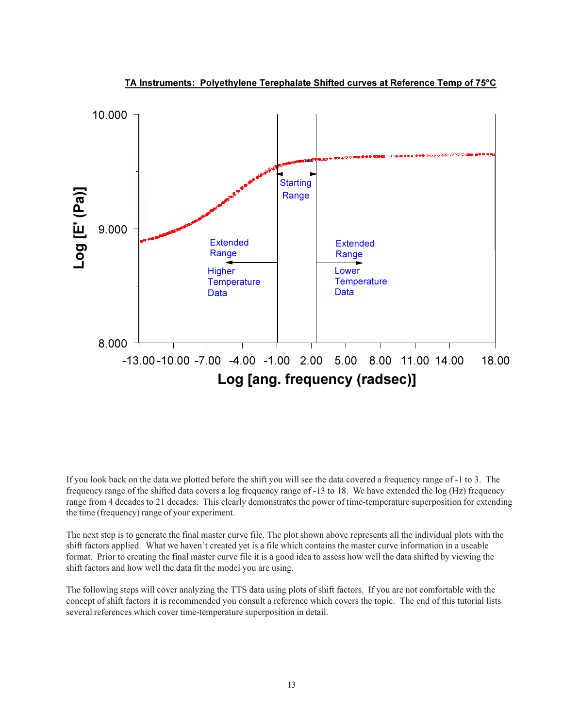**TA Instruments: Polyethylene Terephalate Shifted curves at Reference Temp of 75°C**

If you look back on the data we plotted before the shift you will see the data covered a frequency range of -1 to 3. The frequency range of the shifted data covers a log frequency range of -13 to 18. We have extended the log (Hz) frequency range from 4 decades to 21 decades. This clearly demonstrates the power of time-temperature superposition for extending the time (frequency) range of your experiment.

The next step is to generate the final master curve file. The plot shown above represents all the individual plots with the shift factors applied. What we haven't created yet is a file which contains the master curve information in a useable format. Prior to creating the final master curve file it is a good idea to assess how well the data shifted by viewing the shift factors and how well the data fit the model you are using.

The following steps will cover analyzing the TTS data using plots of shift factors. If you are not comfortable with the concept of shift factors it is recommended you consult a reference which covers the topic. The end of this tutorial lists several references which cover time-temperature superposition in detail.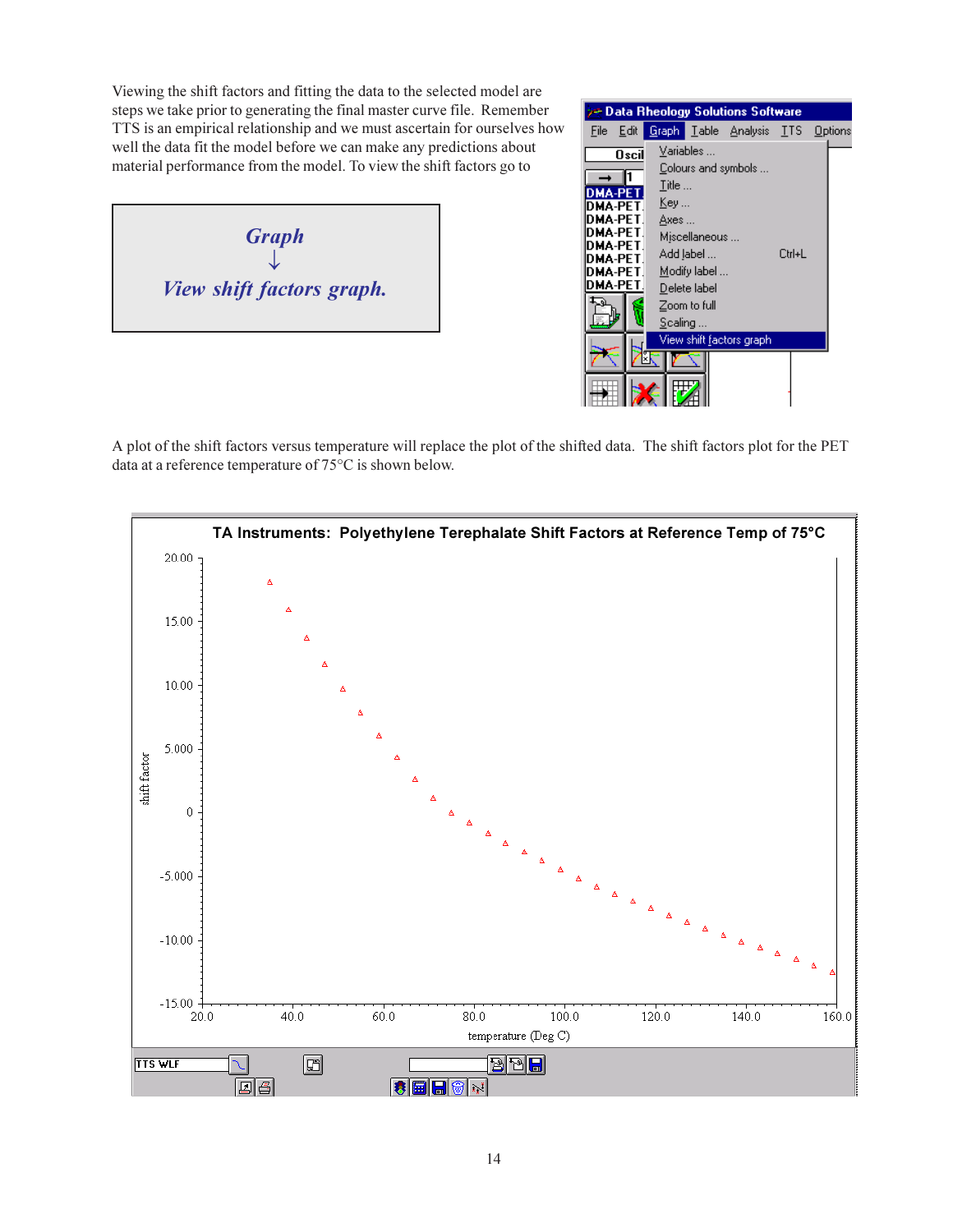Viewing the shift factors and fitting the data to the selected model are steps we take prior to generating the final master curve file. Remember TTS is an empirical relationship and we must ascertain for ourselves how well the data fit the model before we can make any predictions about material performance from the model. To view the shift factors go to

> ***Graph***
> ↓
> ***View shift factors graph.***

A plot of the shift factors versus temperature will replace the plot of the shifted data. The shift factors plot for the PET data at a reference temperature of 75°C is shown below.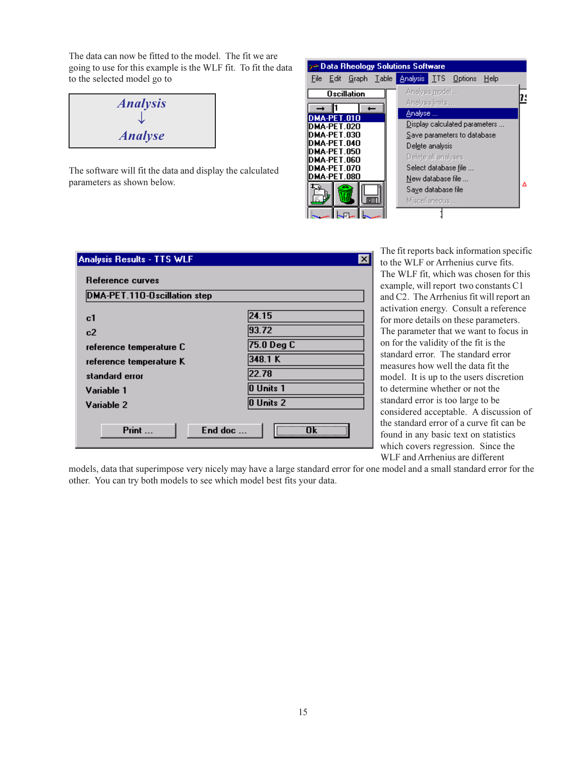The data can now be fitted to the model. The fit we are going to use for this example is the WLF fit. To fit the data to the selected model go to

***Analysis***
↓
***Analyse***

Data Rheology Solutions Software

File Edit Graph Table Analysis TTS Options Help

Oscillation

DMA-PET.010
DMA-PET.020
DMA-PET.030
DMA-PET.040
DMA-PET.050
DMA-PET.060
DMA-PET.070
DMA-PET.080

Analysis model ...
Analysis limits ...
Analyse ...
Display calculated parameters ...
Save parameters to database
Delete analysis
Delete all analyses
Select database file ...
New database file ...
Save database file
Miscellaneous ...

The software will fit the data and display the calculated parameters as shown below.

**Analysis Results - TTS WLF**

Reference curves

DMA-PET.110-Oscillation step

| | |
|---|---|
| c1 | 24.15 |
| c2 | 93.72 |
| reference temperature C | 75.0 Deg C |
| reference temperature K | 348.1 K |
| standard error | 22.78 |
| Variable 1 | 0 Units 1 |
| Variable 2 | 0 Units 2 |

Print ... End doc ... Ok

The fit reports back information specific to the WLF or Arrhenius curve fits. The WLF fit, which was chosen for this example, will report two constants C1 and C2. The Arrhenius fit will report an activation energy. Consult a reference for more details on these parameters. The parameter that we want to focus in on for the validity of the fit is the standard error. The standard error measures how well the data fit the model. It is up to the users discretion to determine whether or not the standard error is too large to be considered acceptable. A discussion of the standard error of a curve fit can be found in any basic text on statistics which covers regression. Since the WLF and Arrhenius are different models, data that superimpose very nicely may have a large standard error for one model and a small standard error for the other. You can try both models to see which model best fits your data.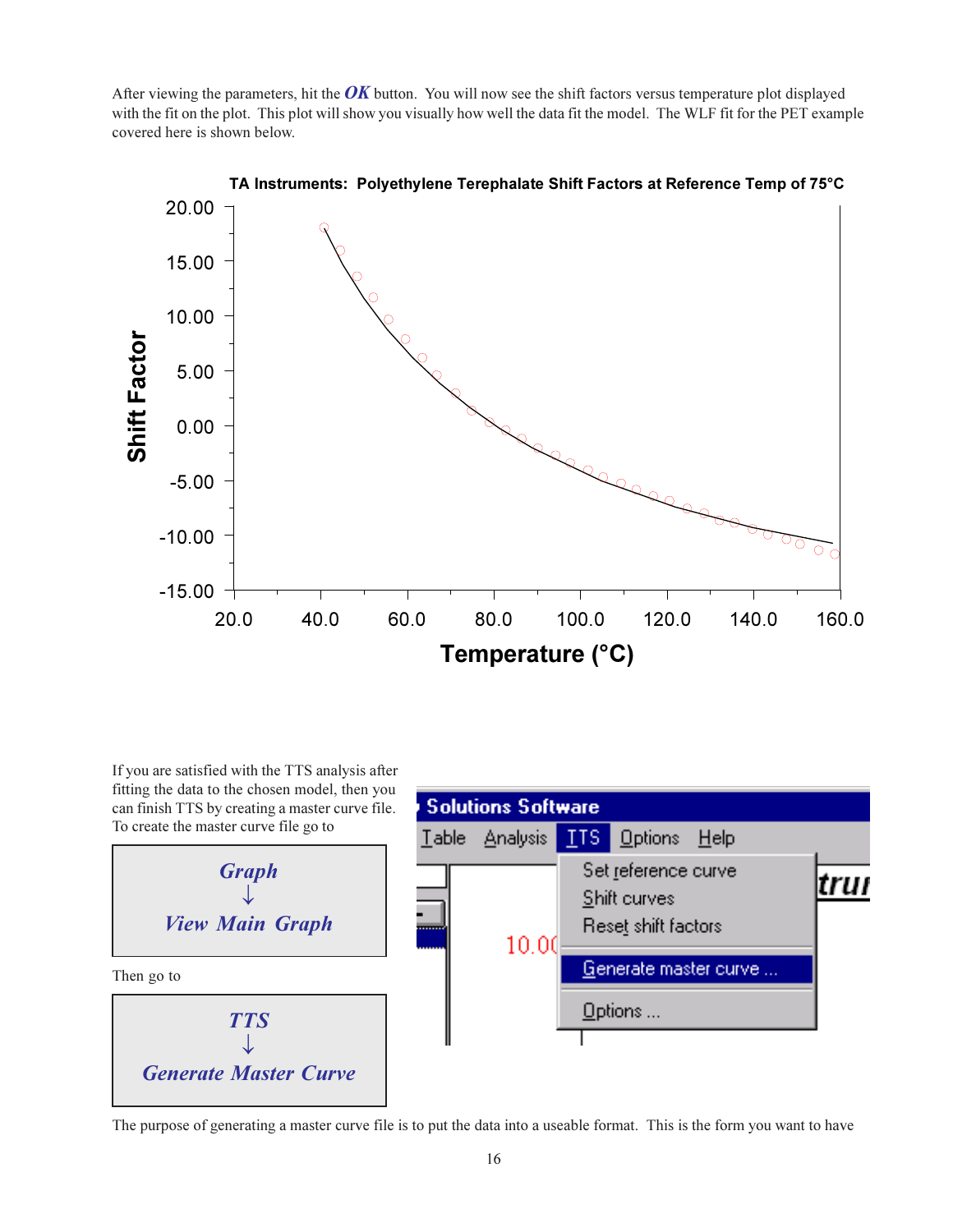After viewing the parameters, hit the ***OK*** button. You will now see the shift factors versus temperature plot displayed with the fit on the plot. This plot will show you visually how well the data fit the model. The WLF fit for the PET example covered here is shown below.

**TA Instruments: Polyethylene Terephalate Shift Factors at Reference Temp of 75°C**

If you are satisfied with the TTS analysis after fitting the data to the chosen model, then you can finish TTS by creating a master curve file. To create the master curve file go to

***Graph***
↓
***View Main Graph***

Then go to

***TTS***
↓
***Generate Master Curve***

The purpose of generating a master curve file is to put the data into a useable format. This is the form you want to have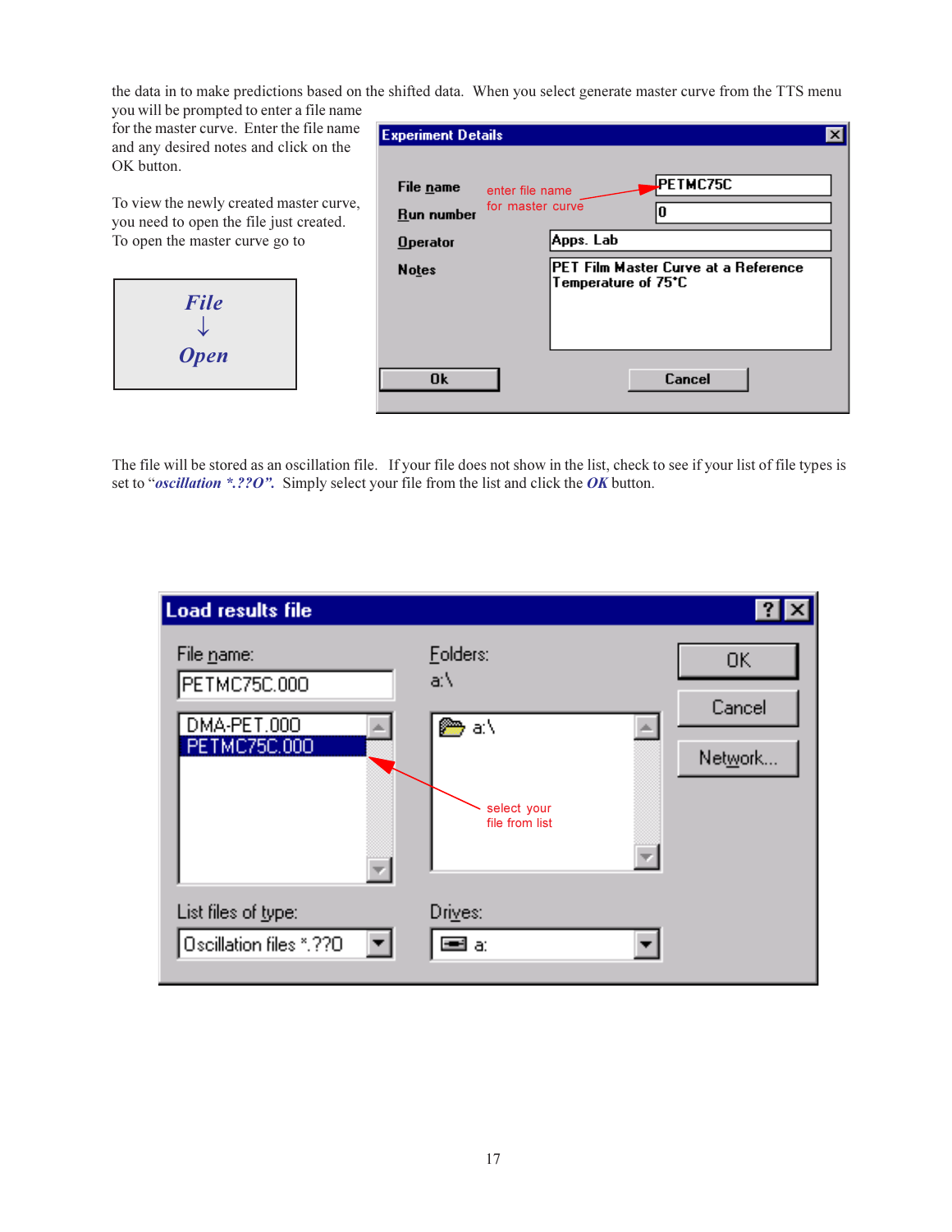the data in to make predictions based on the shifted data. When you select generate master curve from the TTS menu you will be prompted to enter a file name for the master curve. Enter the file name and any desired notes and click on the OK button.

To view the newly created master curve, you need to open the file just created. To open the master curve go to

***File***
**↓**
***Open***

**Experiment Details**

| | | |
|---|---|---|
| File name | enter file name for master curve | PETMC75C |
| Run number | | 0 |
| Operator | | Apps. Lab |
| Notes | | PET Film Master Curve at a Reference Temperature of 75°C |

Ok | Cancel

The file will be stored as an oscillation file. If your file does not show in the list, check to see if your list of file types is set to "***oscillation *.??O"***. Simply select your file from the list and click the ***OK*** button.

**Load results file**

File name: PETMC75C.000

- DMA-PET.000
- PETMC75C.000

select your file from list

Folders: a:\

List files of type: Oscillation files *.??O

Drives: a:

OK | Cancel | Network...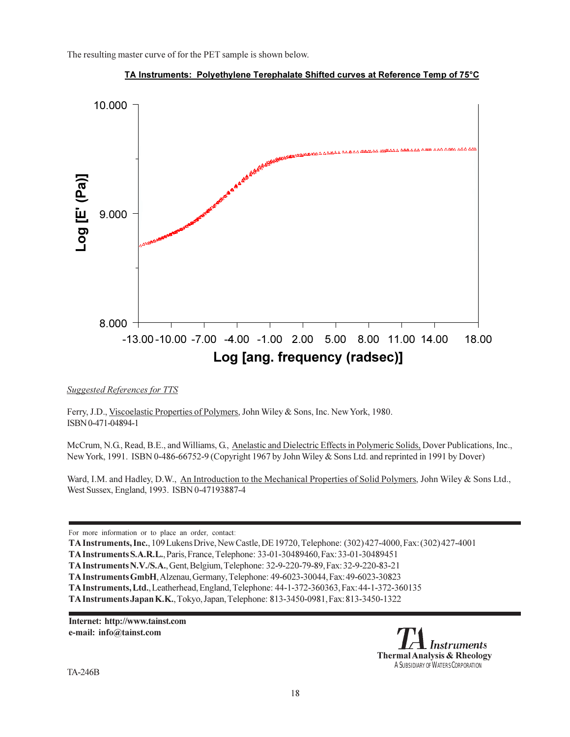The resulting master curve of for the PET sample is shown below.

**TA Instruments: Polyethylene Terephalate Shifted curves at Reference Temp of 75°C**

10.000

9.000

8.000

Log [E' (Pa)]

-13.00 -10.00 -7.00 -4.00 -1.00 2.00 5.00 8.00 11.00 14.00 18.00

Log [ang. frequency (radsec)]

*Suggested References for TTS*

Ferry, J.D., Viscoelastic Properties of Polymers, John Wiley & Sons, Inc. New York, 1980. ISBN 0-471-04894-1

McCrum, N.G., Read, B.E., and Williams, G., Anelastic and Dielectric Effects in Polymeric Solids, Dover Publications, Inc., New York, 1991. ISBN 0-486-66752-9 (Copyright 1967 by John Wiley & Sons Ltd. and reprinted in 1991 by Dover)

Ward, I.M. and Hadley, D.W., An Introduction to the Mechanical Properties of Solid Polymers, John Wiley & Sons Ltd., West Sussex, England, 1993. ISBN 0-47193887-4

---

For more information or to place an order, contact:

**TA Instruments, Inc.**, 109 Lukens Drive, New Castle, DE 19720, Telephone: (302) 427-4000, Fax: (302) 427-4001
**TA Instruments S.A.R.L.**, Paris, France, Telephone: 33-01-30489460, Fax: 33-01-30489451
**TA Instruments N.V./S.A.**, Gent, Belgium, Telephone: 32-9-220-79-89, Fax: 32-9-220-83-21
**TA Instruments GmbH**, Alzenau, Germany, Telephone: 49-6023-30044, Fax: 49-6023-30823
**TA Instruments, Ltd.**, Leatherhead, England, Telephone: 44-1-372-360363, Fax: 44-1-372-360135
**TA Instruments Japan K.K.**, Tokyo, Japan, Telephone: 813-3450-0981, Fax: 813-3450-1322

---

**Internet: http://www.tainst.com**
**e-mail: info@tainst.com**

TA Instruments
**Thermal Analysis & Rheology**
A Subsidiary of Waters Corporation

TA-246B